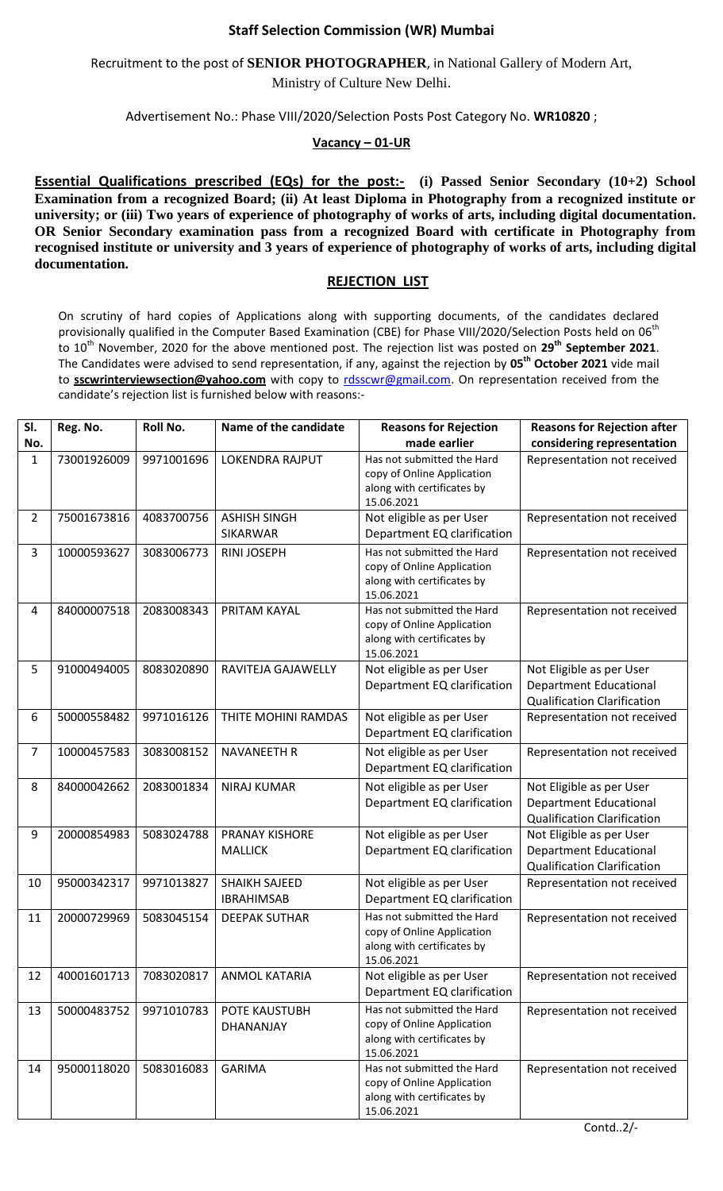**Staff Selection Commission (WR) Mumbai**

Recruitment to the post of **SENIOR PHOTOGRAPHER**, in National Gallery of Modern Art, Ministry of Culture New Delhi.

Advertisement No.: Phase VIII/2020/Selection Posts Post Category No. **WR10820** ;

**Vacancy – 01-UR**

**Essential Qualifications prescribed (EQs) for the post:- (i) Passed Senior Secondary (10+2) School Examination from a recognized Board; (ii) At least Diploma in Photography from a recognized institute or university; or (iii) Two years of experience of photography of works of arts, including digital documentation. OR Senior Secondary examination pass from a recognized Board with certificate in Photography from recognised institute or university and 3 years of experience of photography of works of arts, including digital documentation.**

**REJECTION LIST**

On scrutiny of hard copies of Applications along with supporting documents, of the candidates declared provisionally qualified in the Computer Based Examination (CBE) for Phase VIII/2020/Selection Posts held on 06th to 10th November, 2020 for the above mentioned post. The rejection list was posted on **29th September 2021**. The Candidates were advised to send representation, if any, against the rejection by **05th October 2021** vide mail to **sscwrinterviewsection@yahoo.com** with copy to rdsscwr@gmail.com. On representation received from the candidate's rejection list is furnished below with reasons:-

| Sl. No. | Reg. No. | Roll No. | Name of the candidate | Reasons for Rejection made earlier | Reasons for Rejection after considering representation |
|---|---|---|---|---|---|
| 1 | 73001926009 | 9971001696 | LOKENDRA RAJPUT | Has not submitted the Hard copy of Online Application along with certificates by 15.06.2021 | Representation not received |
| 2 | 75001673816 | 4083700756 | ASHISH SINGH SIKARWAR | Not eligible as per User Department EQ clarification | Representation not received |
| 3 | 10000593627 | 3083006773 | RINI JOSEPH | Has not submitted the Hard copy of Online Application along with certificates by 15.06.2021 | Representation not received |
| 4 | 84000007518 | 2083008343 | PRITAM KAYAL | Has not submitted the Hard copy of Online Application along with certificates by 15.06.2021 | Representation not received |
| 5 | 91000494005 | 8083020890 | RAVITEJA GAJAWELLY | Not eligible as per User Department EQ clarification | Not Eligible as per User Department Educational Qualification Clarification |
| 6 | 50000558482 | 9971016126 | THITE MOHINI RAMDAS | Not eligible as per User Department EQ clarification | Representation not received |
| 7 | 10000457583 | 3083008152 | NAVANEETH R | Not eligible as per User Department EQ clarification | Representation not received |
| 8 | 84000042662 | 2083001834 | NIRAJ KUMAR | Not eligible as per User Department EQ clarification | Not Eligible as per User Department Educational Qualification Clarification |
| 9 | 20000854983 | 5083024788 | PRANAY KISHORE MALLICK | Not eligible as per User Department EQ clarification | Not Eligible as per User Department Educational Qualification Clarification |
| 10 | 95000342317 | 9971013827 | SHAIKH SAJEED IBRAHIMSAB | Not eligible as per User Department EQ clarification | Representation not received |
| 11 | 20000729969 | 5083045154 | DEEPAK SUTHAR | Has not submitted the Hard copy of Online Application along with certificates by 15.06.2021 | Representation not received |
| 12 | 40001601713 | 7083020817 | ANMOL KATARIA | Not eligible as per User Department EQ clarification | Representation not received |
| 13 | 50000483752 | 9971010783 | POTE KAUSTUBH DHANANJAY | Has not submitted the Hard copy of Online Application along with certificates by 15.06.2021 | Representation not received |
| 14 | 95000118020 | 5083016083 | GARIMA | Has not submitted the Hard copy of Online Application along with certificates by 15.06.2021 | Representation not received |

Contd..2/-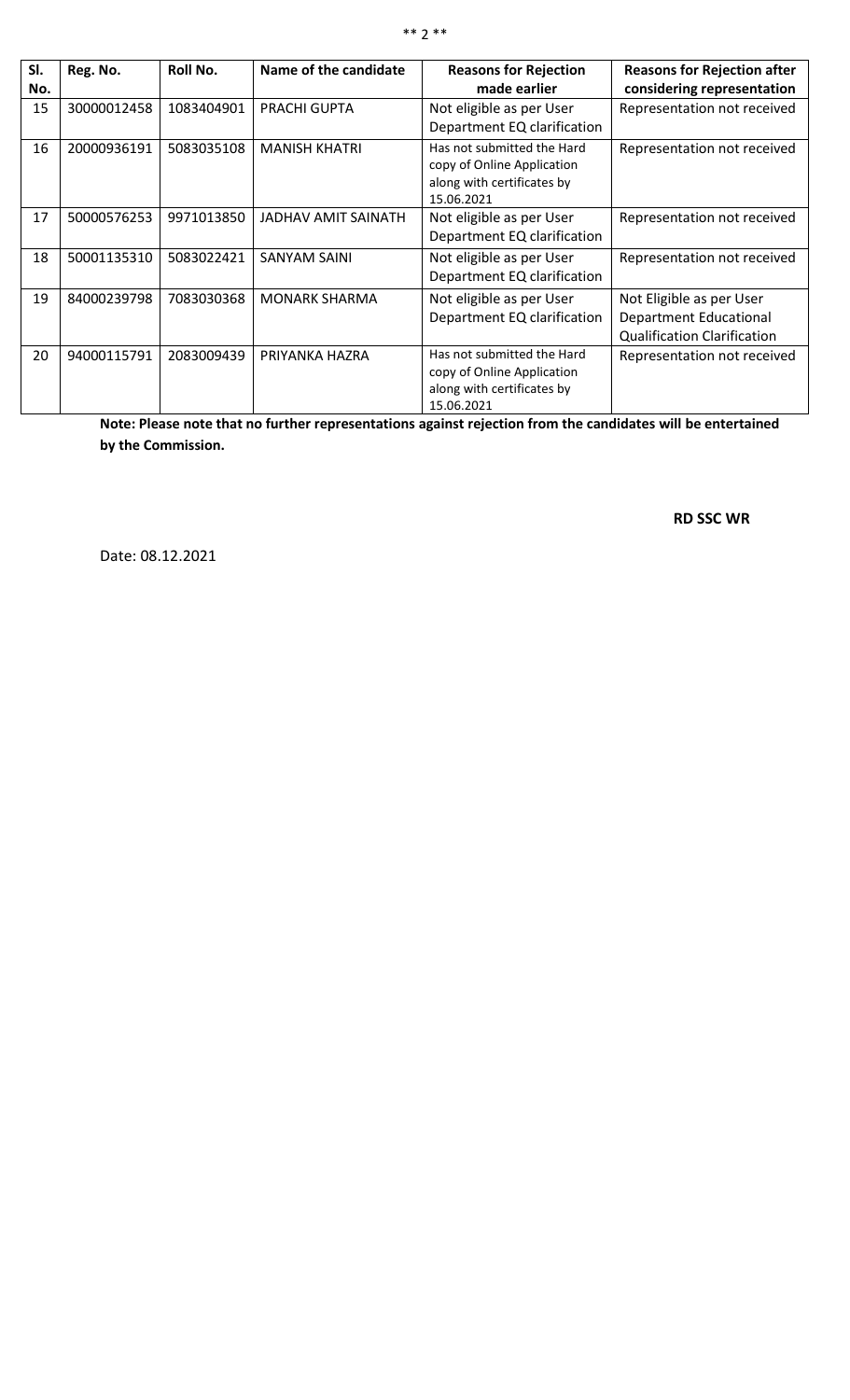| Sl. No. | Reg. No. | Roll No. | Name of the candidate | Reasons for Rejection made earlier | Reasons for Rejection after considering representation |
|---|---|---|---|---|---|
| 15 | 30000012458 | 1083404901 | PRACHI GUPTA | Not eligible as per User Department EQ clarification | Representation not received |
| 16 | 20000936191 | 5083035108 | MANISH KHATRI | Has not submitted the Hard copy of Online Application along with certificates by 15.06.2021 | Representation not received |
| 17 | 50000576253 | 9971013850 | JADHAV AMIT SAINATH | Not eligible as per User Department EQ clarification | Representation not received |
| 18 | 50001135310 | 5083022421 | SANYAM SAINI | Not eligible as per User Department EQ clarification | Representation not received |
| 19 | 84000239798 | 7083030368 | MONARK SHARMA | Not eligible as per User Department EQ clarification | Not Eligible as per User Department Educational Qualification Clarification |
| 20 | 94000115791 | 2083009439 | PRIYANKA HAZRA | Has not submitted the Hard copy of Online Application along with certificates by 15.06.2021 | Representation not received |

**Note: Please note that no further representations against rejection from the candidates will be entertained by the Commission.**

**RD SSC WR**

Date: 08.12.2021